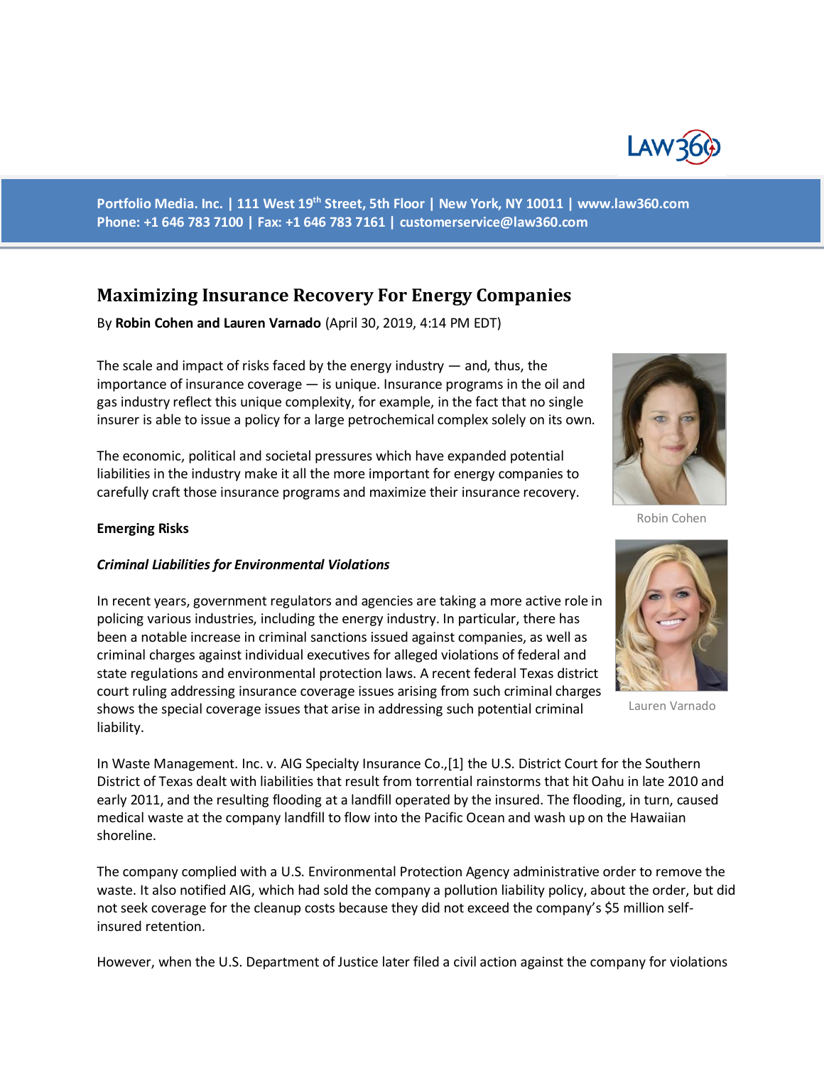Portfolio Media. Inc. | 111 West 19th Street, 5th Floor | New York, NY 10011 | www.law360.com
Phone: +1 646 783 7100 | Fax: +1 646 783 7161 | customerservice@law360.com

# Maximizing Insurance Recovery For Energy Companies

By **Robin Cohen and Lauren Varnado** (April 30, 2019, 4:14 PM EDT)

The scale and impact of risks faced by the energy industry — and, thus, the importance of insurance coverage — is unique. Insurance programs in the oil and gas industry reflect this unique complexity, for example, in the fact that no single insurer is able to issue a policy for a large petrochemical complex solely on its own.

The economic, political and societal pressures which have expanded potential liabilities in the industry make it all the more important for energy companies to carefully craft those insurance programs and maximize their insurance recovery.

Robin Cohen

**Emerging Risks**

***Criminal Liabilities for Environmental Violations***

In recent years, government regulators and agencies are taking a more active role in policing various industries, including the energy industry. In particular, there has been a notable increase in criminal sanctions issued against companies, as well as criminal charges against individual executives for alleged violations of federal and state regulations and environmental protection laws. A recent federal Texas district court ruling addressing insurance coverage issues arising from such criminal charges shows the special coverage issues that arise in addressing such potential criminal liability.

Lauren Varnado

In Waste Management. Inc. v. AIG Specialty Insurance Co.,[1] the U.S. District Court for the Southern District of Texas dealt with liabilities that result from torrential rainstorms that hit Oahu in late 2010 and early 2011, and the resulting flooding at a landfill operated by the insured. The flooding, in turn, caused medical waste at the company landfill to flow into the Pacific Ocean and wash up on the Hawaiian shoreline.

The company complied with a U.S. Environmental Protection Agency administrative order to remove the waste. It also notified AIG, which had sold the company a pollution liability policy, about the order, but did not seek coverage for the cleanup costs because they did not exceed the company's $5 million self-insured retention.

However, when the U.S. Department of Justice later filed a civil action against the company for violations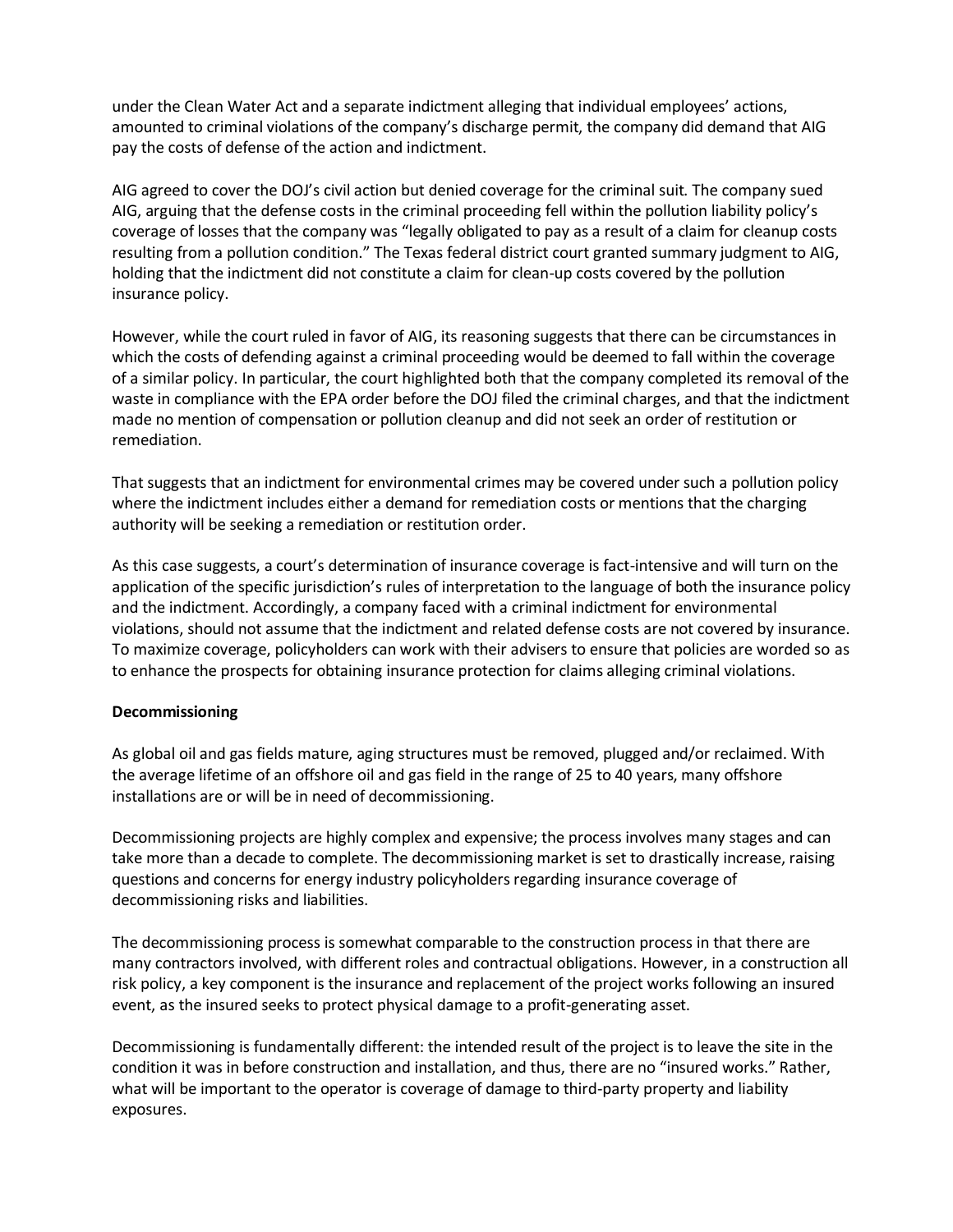under the Clean Water Act and a separate indictment alleging that individual employees' actions, amounted to criminal violations of the company's discharge permit, the company did demand that AIG pay the costs of defense of the action and indictment.

AIG agreed to cover the DOJ's civil action but denied coverage for the criminal suit. The company sued AIG, arguing that the defense costs in the criminal proceeding fell within the pollution liability policy's coverage of losses that the company was "legally obligated to pay as a result of a claim for cleanup costs resulting from a pollution condition." The Texas federal district court granted summary judgment to AIG, holding that the indictment did not constitute a claim for clean-up costs covered by the pollution insurance policy.

However, while the court ruled in favor of AIG, its reasoning suggests that there can be circumstances in which the costs of defending against a criminal proceeding would be deemed to fall within the coverage of a similar policy. In particular, the court highlighted both that the company completed its removal of the waste in compliance with the EPA order before the DOJ filed the criminal charges, and that the indictment made no mention of compensation or pollution cleanup and did not seek an order of restitution or remediation.

That suggests that an indictment for environmental crimes may be covered under such a pollution policy where the indictment includes either a demand for remediation costs or mentions that the charging authority will be seeking a remediation or restitution order.

As this case suggests, a court's determination of insurance coverage is fact-intensive and will turn on the application of the specific jurisdiction's rules of interpretation to the language of both the insurance policy and the indictment. Accordingly, a company faced with a criminal indictment for environmental violations, should not assume that the indictment and related defense costs are not covered by insurance. To maximize coverage, policyholders can work with their advisers to ensure that policies are worded so as to enhance the prospects for obtaining insurance protection for claims alleging criminal violations.

**Decommissioning**

As global oil and gas fields mature, aging structures must be removed, plugged and/or reclaimed. With the average lifetime of an offshore oil and gas field in the range of 25 to 40 years, many offshore installations are or will be in need of decommissioning.

Decommissioning projects are highly complex and expensive; the process involves many stages and can take more than a decade to complete. The decommissioning market is set to drastically increase, raising questions and concerns for energy industry policyholders regarding insurance coverage of decommissioning risks and liabilities.

The decommissioning process is somewhat comparable to the construction process in that there are many contractors involved, with different roles and contractual obligations. However, in a construction all risk policy, a key component is the insurance and replacement of the project works following an insured event, as the insured seeks to protect physical damage to a profit-generating asset.

Decommissioning is fundamentally different: the intended result of the project is to leave the site in the condition it was in before construction and installation, and thus, there are no "insured works." Rather, what will be important to the operator is coverage of damage to third-party property and liability exposures.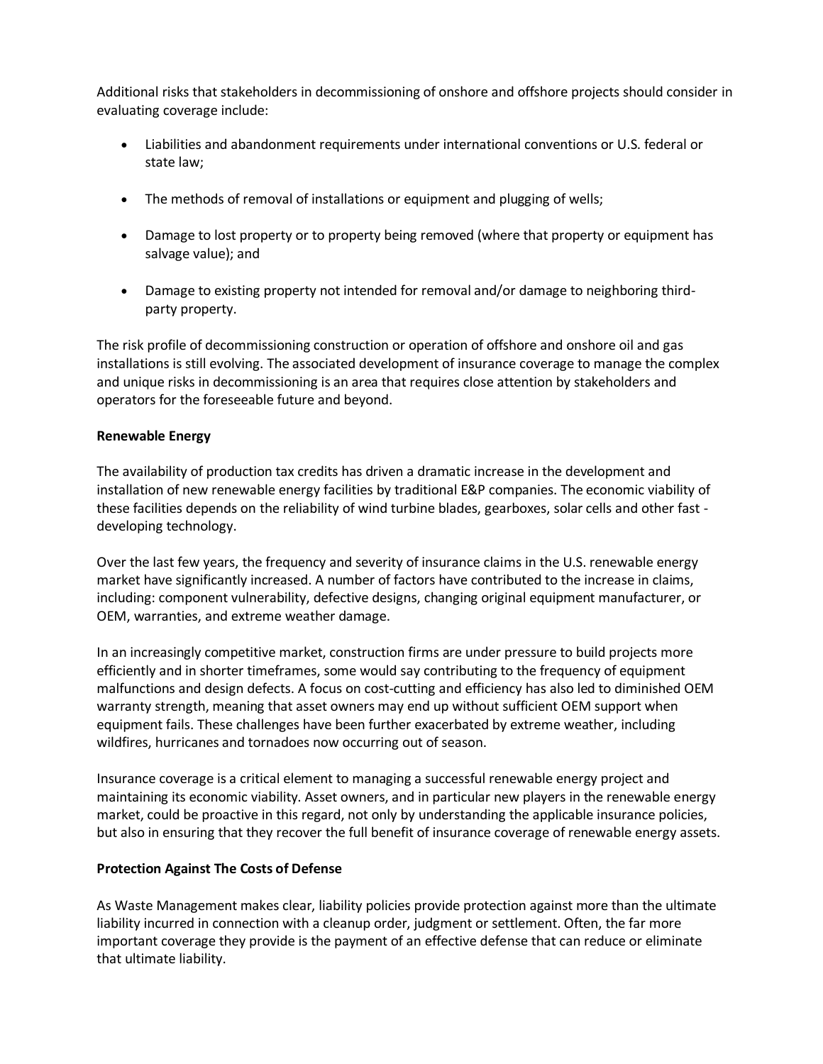Additional risks that stakeholders in decommissioning of onshore and offshore projects should consider in evaluating coverage include:

- Liabilities and abandonment requirements under international conventions or U.S. federal or state law;
- The methods of removal of installations or equipment and plugging of wells;
- Damage to lost property or to property being removed (where that property or equipment has salvage value); and
- Damage to existing property not intended for removal and/or damage to neighboring third-party property.

The risk profile of decommissioning construction or operation of offshore and onshore oil and gas installations is still evolving. The associated development of insurance coverage to manage the complex and unique risks in decommissioning is an area that requires close attention by stakeholders and operators for the foreseeable future and beyond.

**Renewable Energy**

The availability of production tax credits has driven a dramatic increase in the development and installation of new renewable energy facilities by traditional E&P companies. The economic viability of these facilities depends on the reliability of wind turbine blades, gearboxes, solar cells and other fast - developing technology.

Over the last few years, the frequency and severity of insurance claims in the U.S. renewable energy market have significantly increased. A number of factors have contributed to the increase in claims, including: component vulnerability, defective designs, changing original equipment manufacturer, or OEM, warranties, and extreme weather damage.

In an increasingly competitive market, construction firms are under pressure to build projects more efficiently and in shorter timeframes, some would say contributing to the frequency of equipment malfunctions and design defects. A focus on cost-cutting and efficiency has also led to diminished OEM warranty strength, meaning that asset owners may end up without sufficient OEM support when equipment fails. These challenges have been further exacerbated by extreme weather, including wildfires, hurricanes and tornadoes now occurring out of season.

Insurance coverage is a critical element to managing a successful renewable energy project and maintaining its economic viability. Asset owners, and in particular new players in the renewable energy market, could be proactive in this regard, not only by understanding the applicable insurance policies, but also in ensuring that they recover the full benefit of insurance coverage of renewable energy assets.

**Protection Against The Costs of Defense**

As Waste Management makes clear, liability policies provide protection against more than the ultimate liability incurred in connection with a cleanup order, judgment or settlement. Often, the far more important coverage they provide is the payment of an effective defense that can reduce or eliminate that ultimate liability.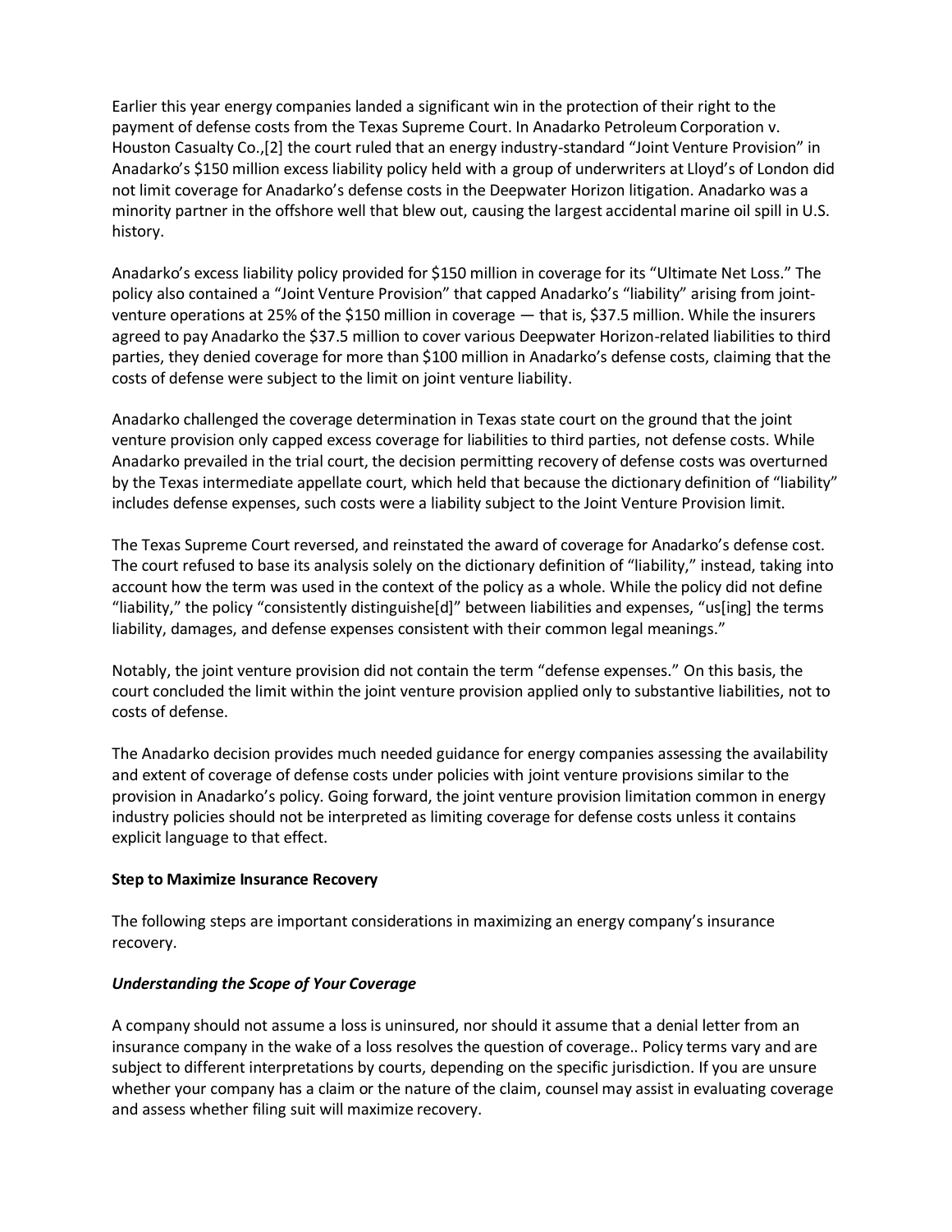Earlier this year energy companies landed a significant win in the protection of their right to the payment of defense costs from the Texas Supreme Court. In Anadarko Petroleum Corporation v. Houston Casualty Co.,[2] the court ruled that an energy industry-standard "Joint Venture Provision" in Anadarko's $150 million excess liability policy held with a group of underwriters at Lloyd's of London did not limit coverage for Anadarko's defense costs in the Deepwater Horizon litigation. Anadarko was a minority partner in the offshore well that blew out, causing the largest accidental marine oil spill in U.S. history.

Anadarko's excess liability policy provided for $150 million in coverage for its "Ultimate Net Loss." The policy also contained a "Joint Venture Provision" that capped Anadarko's "liability" arising from joint-venture operations at 25% of the $150 million in coverage — that is, $37.5 million. While the insurers agreed to pay Anadarko the $37.5 million to cover various Deepwater Horizon-related liabilities to third parties, they denied coverage for more than $100 million in Anadarko's defense costs, claiming that the costs of defense were subject to the limit on joint venture liability.

Anadarko challenged the coverage determination in Texas state court on the ground that the joint venture provision only capped excess coverage for liabilities to third parties, not defense costs. While Anadarko prevailed in the trial court, the decision permitting recovery of defense costs was overturned by the Texas intermediate appellate court, which held that because the dictionary definition of "liability" includes defense expenses, such costs were a liability subject to the Joint Venture Provision limit.

The Texas Supreme Court reversed, and reinstated the award of coverage for Anadarko's defense cost. The court refused to base its analysis solely on the dictionary definition of "liability," instead, taking into account how the term was used in the context of the policy as a whole. While the policy did not define "liability," the policy "consistently distinguishe[d]" between liabilities and expenses, "us[ing] the terms liability, damages, and defense expenses consistent with their common legal meanings."

Notably, the joint venture provision did not contain the term "defense expenses." On this basis, the court concluded the limit within the joint venture provision applied only to substantive liabilities, not to costs of defense.

The Anadarko decision provides much needed guidance for energy companies assessing the availability and extent of coverage of defense costs under policies with joint venture provisions similar to the provision in Anadarko's policy. Going forward, the joint venture provision limitation common in energy industry policies should not be interpreted as limiting coverage for defense costs unless it contains explicit language to that effect.

**Step to Maximize Insurance Recovery**

The following steps are important considerations in maximizing an energy company's insurance recovery.

***Understanding the Scope of Your Coverage***

A company should not assume a loss is uninsured, nor should it assume that a denial letter from an insurance company in the wake of a loss resolves the question of coverage.. Policy terms vary and are subject to different interpretations by courts, depending on the specific jurisdiction. If you are unsure whether your company has a claim or the nature of the claim, counsel may assist in evaluating coverage and assess whether filing suit will maximize recovery.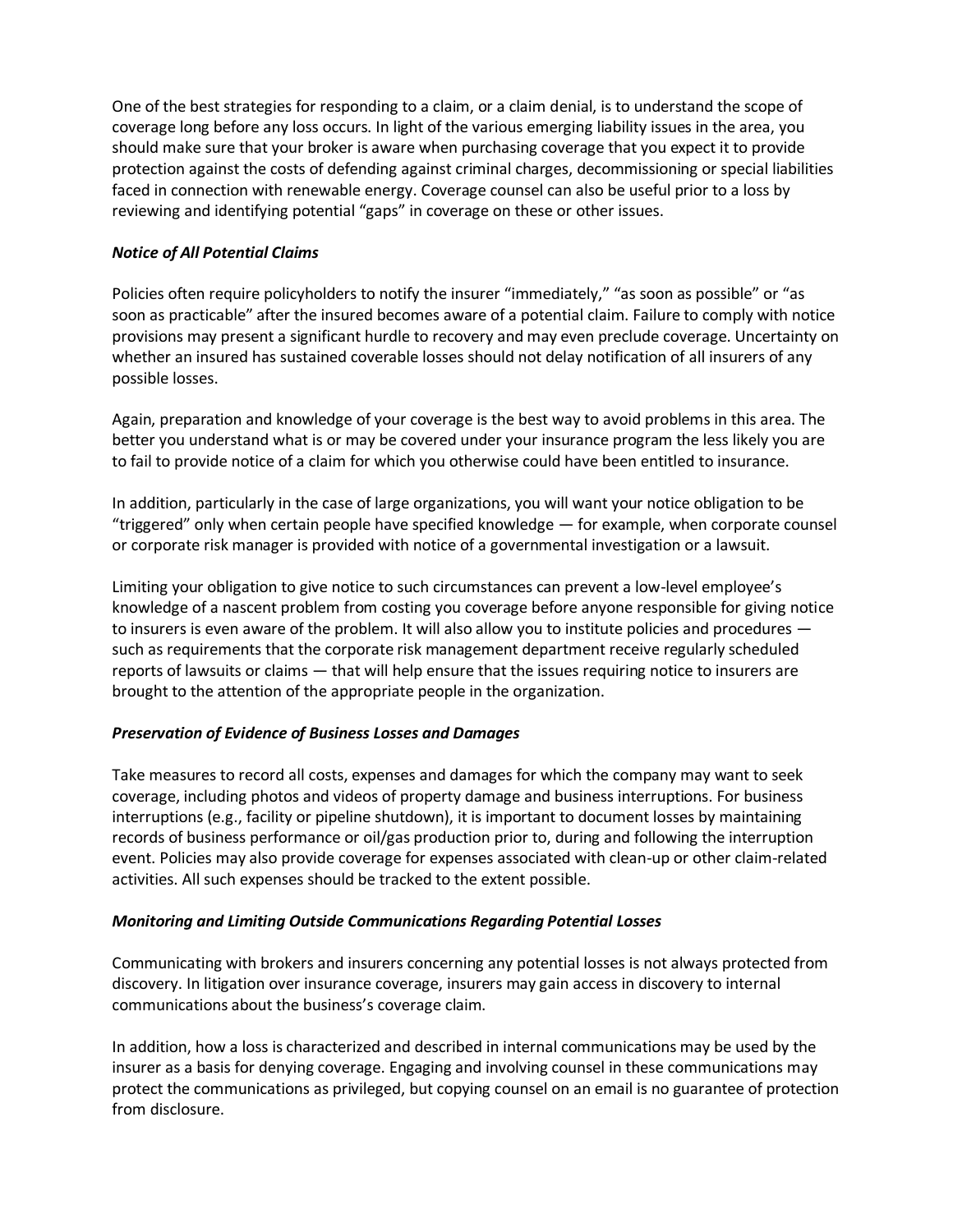One of the best strategies for responding to a claim, or a claim denial, is to understand the scope of coverage long before any loss occurs. In light of the various emerging liability issues in the area, you should make sure that your broker is aware when purchasing coverage that you expect it to provide protection against the costs of defending against criminal charges, decommissioning or special liabilities faced in connection with renewable energy. Coverage counsel can also be useful prior to a loss by reviewing and identifying potential "gaps" in coverage on these or other issues.

***Notice of All Potential Claims***

Policies often require policyholders to notify the insurer "immediately," "as soon as possible" or "as soon as practicable" after the insured becomes aware of a potential claim. Failure to comply with notice provisions may present a significant hurdle to recovery and may even preclude coverage. Uncertainty on whether an insured has sustained coverable losses should not delay notification of all insurers of any possible losses.

Again, preparation and knowledge of your coverage is the best way to avoid problems in this area. The better you understand what is or may be covered under your insurance program the less likely you are to fail to provide notice of a claim for which you otherwise could have been entitled to insurance.

In addition, particularly in the case of large organizations, you will want your notice obligation to be "triggered" only when certain people have specified knowledge — for example, when corporate counsel or corporate risk manager is provided with notice of a governmental investigation or a lawsuit.

Limiting your obligation to give notice to such circumstances can prevent a low-level employee's knowledge of a nascent problem from costing you coverage before anyone responsible for giving notice to insurers is even aware of the problem. It will also allow you to institute policies and procedures — such as requirements that the corporate risk management department receive regularly scheduled reports of lawsuits or claims — that will help ensure that the issues requiring notice to insurers are brought to the attention of the appropriate people in the organization.

***Preservation of Evidence of Business Losses and Damages***

Take measures to record all costs, expenses and damages for which the company may want to seek coverage, including photos and videos of property damage and business interruptions. For business interruptions (e.g., facility or pipeline shutdown), it is important to document losses by maintaining records of business performance or oil/gas production prior to, during and following the interruption event. Policies may also provide coverage for expenses associated with clean-up or other claim-related activities. All such expenses should be tracked to the extent possible.

***Monitoring and Limiting Outside Communications Regarding Potential Losses***

Communicating with brokers and insurers concerning any potential losses is not always protected from discovery. In litigation over insurance coverage, insurers may gain access in discovery to internal communications about the business's coverage claim.

In addition, how a loss is characterized and described in internal communications may be used by the insurer as a basis for denying coverage. Engaging and involving counsel in these communications may protect the communications as privileged, but copying counsel on an email is no guarantee of protection from disclosure.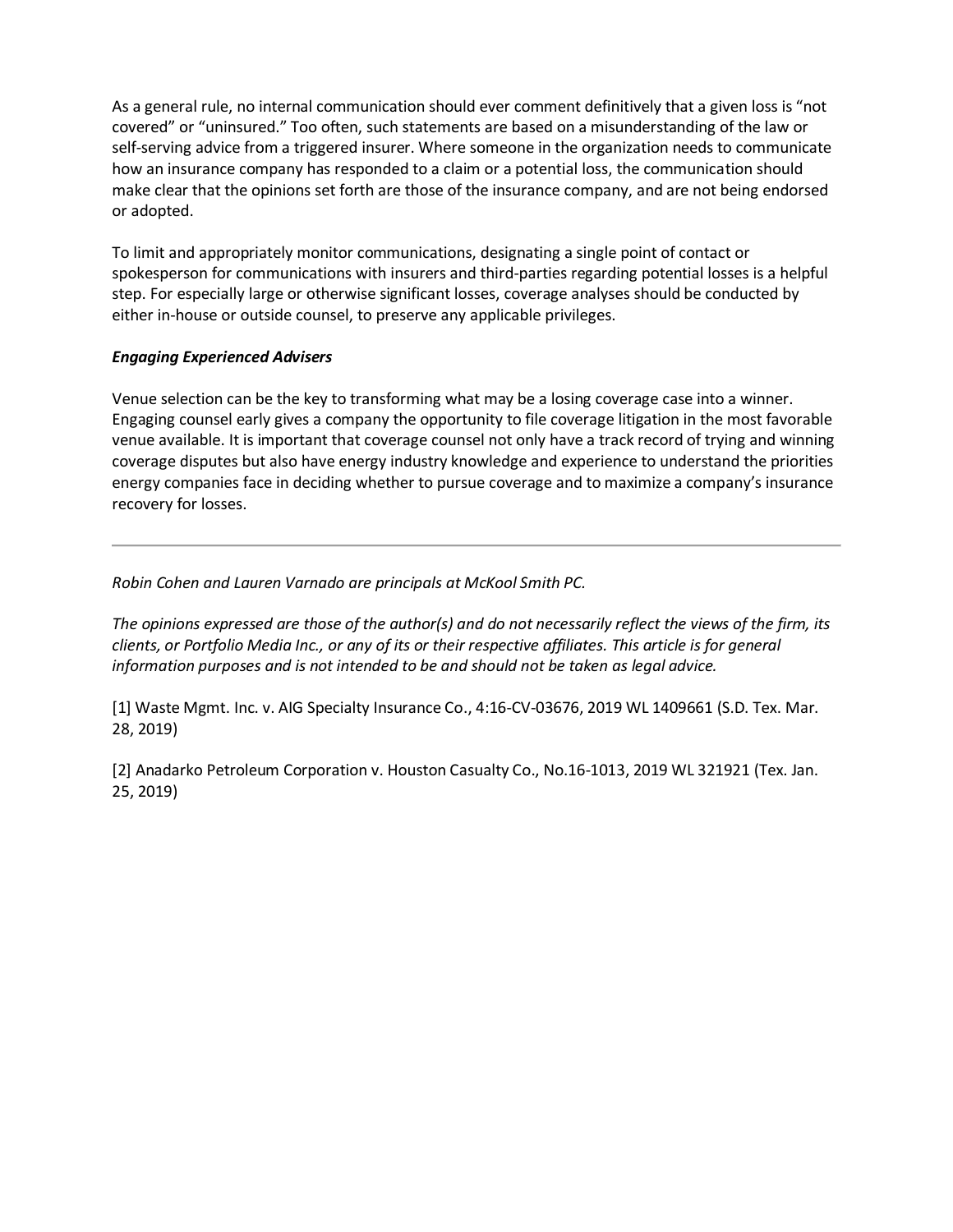As a general rule, no internal communication should ever comment definitively that a given loss is "not covered" or "uninsured." Too often, such statements are based on a misunderstanding of the law or self-serving advice from a triggered insurer. Where someone in the organization needs to communicate how an insurance company has responded to a claim or a potential loss, the communication should make clear that the opinions set forth are those of the insurance company, and are not being endorsed or adopted.

To limit and appropriately monitor communications, designating a single point of contact or spokesperson for communications with insurers and third-parties regarding potential losses is a helpful step. For especially large or otherwise significant losses, coverage analyses should be conducted by either in-house or outside counsel, to preserve any applicable privileges.

***Engaging Experienced Advisers***

Venue selection can be the key to transforming what may be a losing coverage case into a winner. Engaging counsel early gives a company the opportunity to file coverage litigation in the most favorable venue available. It is important that coverage counsel not only have a track record of trying and winning coverage disputes but also have energy industry knowledge and experience to understand the priorities energy companies face in deciding whether to pursue coverage and to maximize a company's insurance recovery for losses.

---

*Robin Cohen and Lauren Varnado are principals at McKool Smith PC.*

*The opinions expressed are those of the author(s) and do not necessarily reflect the views of the firm, its clients, or Portfolio Media Inc., or any of its or their respective affiliates. This article is for general information purposes and is not intended to be and should not be taken as legal advice.*

[1] Waste Mgmt. Inc. v. AIG Specialty Insurance Co., 4:16-CV-03676, 2019 WL 1409661 (S.D. Tex. Mar. 28, 2019)

[2] Anadarko Petroleum Corporation v. Houston Casualty Co., No.16-1013, 2019 WL 321921 (Tex. Jan. 25, 2019)